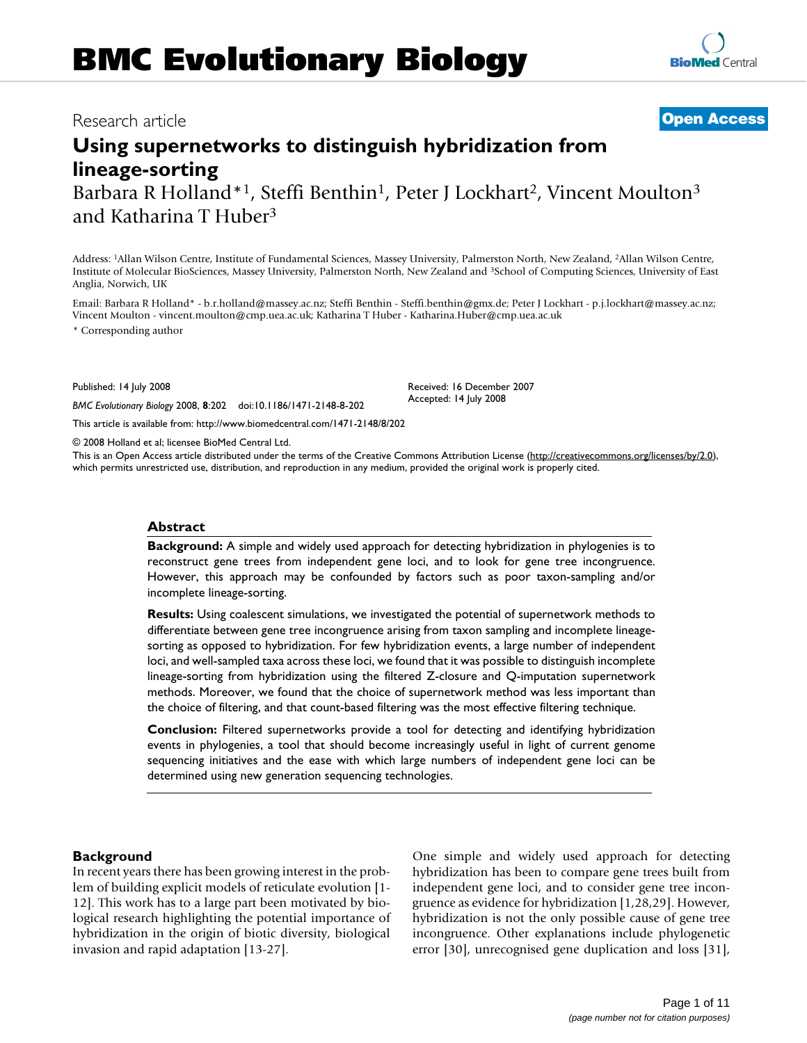# BMC Evolutionary Biology

Research article

**Open Access**

# Using supernetworks to distinguish hybridization from lineage-sorting

Barbara R Holland*[1], Steffi Benthin[1], Peter J Lockhart[2], Vincent Moulton[3] and Katharina T Huber[3]

Address: [1]Allan Wilson Centre, Institute of Fundamental Sciences, Massey University, Palmerston North, New Zealand, [2]Allan Wilson Centre, Institute of Molecular BioSciences, Massey University, Palmerston North, New Zealand and [3]School of Computing Sciences, University of East Anglia, Norwich, UK

Email: Barbara R Holland* - b.r.holland@massey.ac.nz; Steffi Benthin - Steffi.benthin@gmx.de; Peter J Lockhart - p.j.lockhart@massey.ac.nz; Vincent Moulton - vincent.moulton@cmp.uea.ac.uk; Katharina T Huber - Katharina.Huber@cmp.uea.ac.uk

\* Corresponding author

Published: 14 July 2008

*BMC Evolutionary Biology* 2008, **8**:202 doi:10.1186/1471-2148-8-202

Received: 16 December 2007
Accepted: 14 July 2008

This article is available from: http://www.biomedcentral.com/1471-2148/8/202

© 2008 Holland et al; licensee BioMed Central Ltd.

This is an Open Access article distributed under the terms of the Creative Commons Attribution License (http://creativecommons.org/licenses/by/2.0), which permits unrestricted use, distribution, and reproduction in any medium, provided the original work is properly cited.

## Abstract

**Background:** A simple and widely used approach for detecting hybridization in phylogenies is to reconstruct gene trees from independent gene loci, and to look for gene tree incongruence. However, this approach may be confounded by factors such as poor taxon-sampling and/or incomplete lineage-sorting.

**Results:** Using coalescent simulations, we investigated the potential of supernetwork methods to differentiate between gene tree incongruence arising from taxon sampling and incomplete lineage-sorting as opposed to hybridization. For few hybridization events, a large number of independent loci, and well-sampled taxa across these loci, we found that it was possible to distinguish incomplete lineage-sorting from hybridization using the filtered Z-closure and Q-imputation supernetwork methods. Moreover, we found that the choice of supernetwork method was less important than the choice of filtering, and that count-based filtering was the most effective filtering technique.

**Conclusion:** Filtered supernetworks provide a tool for detecting and identifying hybridization events in phylogenies, a tool that should become increasingly useful in light of current genome sequencing initiatives and the ease with which large numbers of independent gene loci can be determined using new generation sequencing technologies.

## Background

In recent years there has been growing interest in the problem of building explicit models of reticulate evolution [1-12]. This work has to a large part been motivated by biological research highlighting the potential importance of hybridization in the origin of biotic diversity, biological invasion and rapid adaptation [13-27].

One simple and widely used approach for detecting hybridization has been to compare gene trees built from independent gene loci, and to consider gene tree incongruence as evidence for hybridization [1,28,29]. However, hybridization is not the only possible cause of gene tree incongruence. Other explanations include phylogenetic error [30], unrecognised gene duplication and loss [31],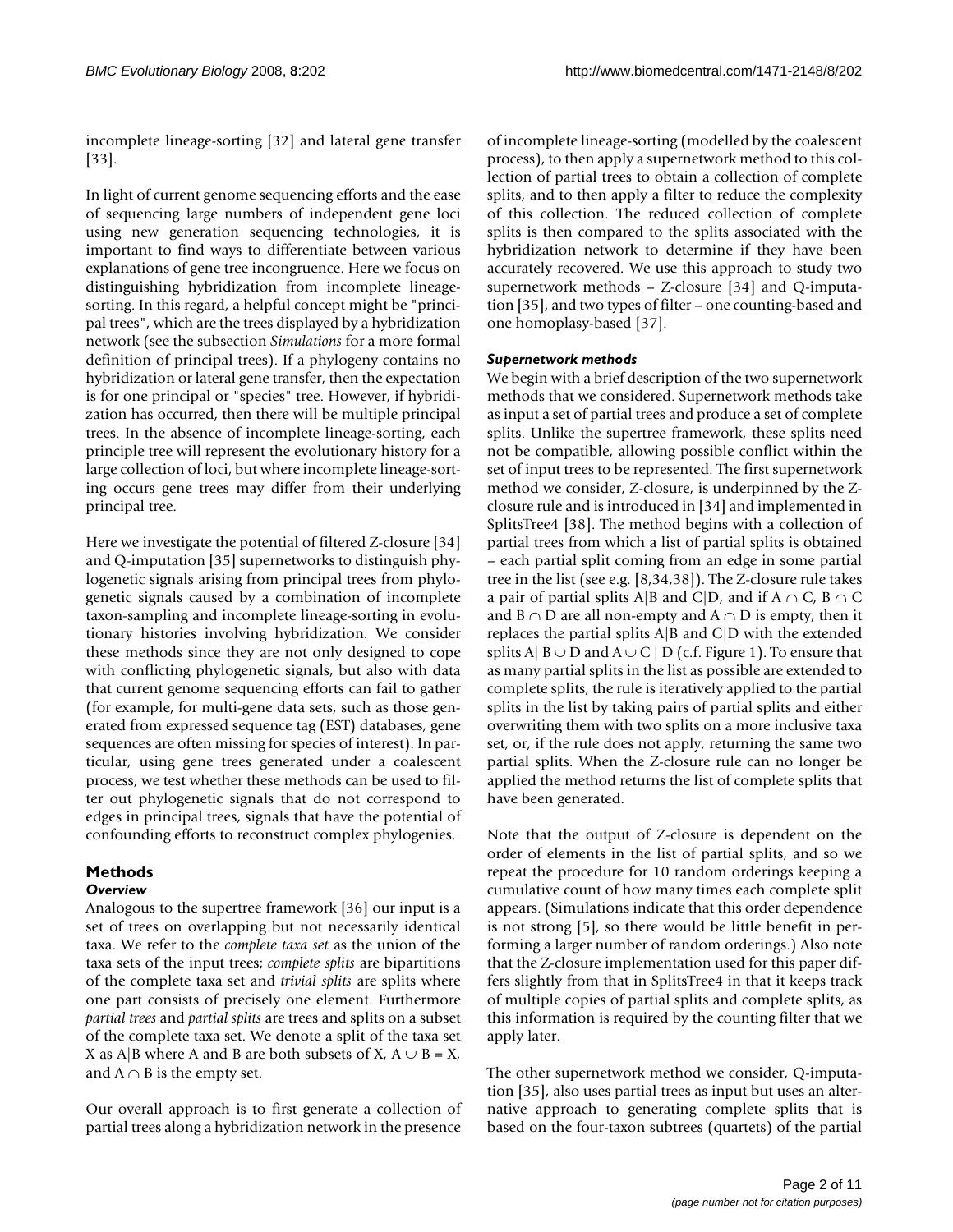incomplete lineage-sorting [32] and lateral gene transfer [33].

In light of current genome sequencing efforts and the ease of sequencing large numbers of independent gene loci using new generation sequencing technologies, it is important to find ways to differentiate between various explanations of gene tree incongruence. Here we focus on distinguishing hybridization from incomplete lineage-sorting. In this regard, a helpful concept might be "principal trees", which are the trees displayed by a hybridization network (see the subsection *Simulations* for a more formal definition of principal trees). If a phylogeny contains no hybridization or lateral gene transfer, then the expectation is for one principal or "species" tree. However, if hybridization has occurred, then there will be multiple principal trees. In the absence of incomplete lineage-sorting, each principle tree will represent the evolutionary history for a large collection of loci, but where incomplete lineage-sorting occurs gene trees may differ from their underlying principal tree.

Here we investigate the potential of filtered Z-closure [34] and Q-imputation [35] supernetworks to distinguish phylogenetic signals arising from principal trees from phylogenetic signals caused by a combination of incomplete taxon-sampling and incomplete lineage-sorting in evolutionary histories involving hybridization. We consider these methods since they are not only designed to cope with conflicting phylogenetic signals, but also with data that current genome sequencing efforts can fail to gather (for example, for multi-gene data sets, such as those generated from expressed sequence tag (EST) databases, gene sequences are often missing for species of interest). In particular, using gene trees generated under a coalescent process, we test whether these methods can be used to filter out phylogenetic signals that do not correspond to edges in principal trees, signals that have the potential of confounding efforts to reconstruct complex phylogenies.

## Methods

### Overview

Analogous to the supertree framework [36] our input is a set of trees on overlapping but not necessarily identical taxa. We refer to the *complete taxa set* as the union of the taxa sets of the input trees; *complete splits* are bipartitions of the complete taxa set and *trivial splits* are splits where one part consists of precisely one element. Furthermore *partial trees* and *partial splits* are trees and splits on a subset of the complete taxa set. We denote a split of the taxa set X as $A|B$ where A and B are both subsets of X, $A \cup B = X$, and $A \cap B$ is the empty set.

Our overall approach is to first generate a collection of partial trees along a hybridization network in the presence of incomplete lineage-sorting (modelled by the coalescent process), to then apply a supernetwork method to this collection of partial trees to obtain a collection of complete splits, and to then apply a filter to reduce the complexity of this collection. The reduced collection of complete splits is then compared to the splits associated with the hybridization network to determine if they have been accurately recovered. We use this approach to study two supernetwork methods – Z-closure [34] and Q-imputation [35], and two types of filter – one counting-based and one homoplasy-based [37].

### Supernetwork methods

We begin with a brief description of the two supernetwork methods that we considered. Supernetwork methods take as input a set of partial trees and produce a set of complete splits. Unlike the supertree framework, these splits need not be compatible, allowing possible conflict within the set of input trees to be represented. The first supernetwork method we consider, Z-closure, is underpinned by the Z-closure rule and is introduced in [34] and implemented in SplitsTree4 [38]. The method begins with a collection of partial trees from which a list of partial splits is obtained – each partial split coming from an edge in some partial tree in the list (see e.g. [8,34,38]). The Z-closure rule takes a pair of partial splits $A|B$ and $C|D$, and if $A \cap C$, $B \cap C$ and $B \cap D$ are all non-empty and $A \cap D$ is empty, then it replaces the partial splits $A|B$ and $C|D$ with the extended splits $A| B \cup D$ and $A \cup C | D$ (c.f. Figure 1). To ensure that as many partial splits in the list as possible are extended to complete splits, the rule is iteratively applied to the partial splits in the list by taking pairs of partial splits and either overwriting them with two splits on a more inclusive taxa set, or, if the rule does not apply, returning the same two partial splits. When the Z-closure rule can no longer be applied the method returns the list of complete splits that have been generated.

Note that the output of Z-closure is dependent on the order of elements in the list of partial splits, and so we repeat the procedure for 10 random orderings keeping a cumulative count of how many times each complete split appears. (Simulations indicate that this order dependence is not strong [5], so there would be little benefit in performing a larger number of random orderings.) Also note that the Z-closure implementation used for this paper differs slightly from that in SplitsTree4 in that it keeps track of multiple copies of partial splits and complete splits, as this information is required by the counting filter that we apply later.

The other supernetwork method we consider, Q-imputation [35], also uses partial trees as input but uses an alternative approach to generating complete splits that is based on the four-taxon subtrees (quartets) of the partial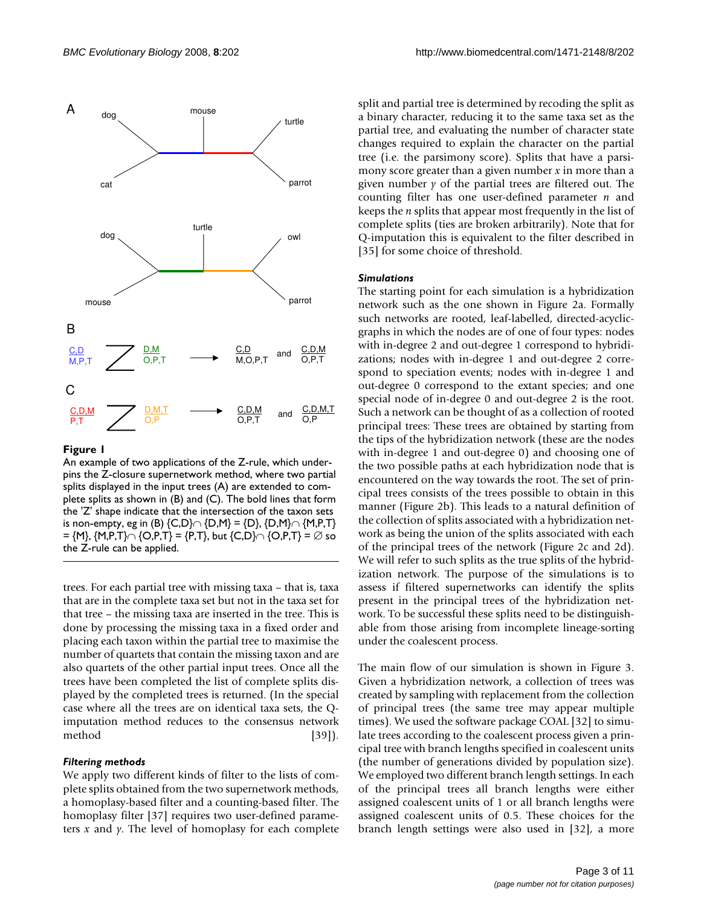A

dog

mouse

turtle

cat

parrot

dog

turtle

owl

mouse

parrot

B

C,D
M,P,T

D,M
O,P,T

C,D
M,O,P,T

and

C,D,M
O,P,T

C

C,D,M
P,T

D,M,T
O,P

C,D,M
O,P,T

and

C,D,M,T
O,P

**Figure 1**

An example of two applications of the Z-rule, which underpins the Z-closure supernetwork method, where two partial splits displayed in the input trees (A) are extended to complete splits as shown in (B) and (C). The bold lines that form the 'Z' shape indicate that the intersection of the taxon sets is non-empty, eg in (B) {C,D}∩ {D,M} = {D}, {D,M}∩ {M,P,T} = {M}, {M,P,T}∩ {O,P,T} = {P,T}, but {C,D}∩ {O,P,T} = ∅ so the Z-rule can be applied.

trees. For each partial tree with missing taxa – that is, taxa that are in the complete taxa set but not in the taxa set for that tree – the missing taxa are inserted in the tree. This is done by processing the missing taxa in a fixed order and placing each taxon within the partial tree to maximise the number of quartets that contain the missing taxon and are also quartets of the other partial input trees. Once all the trees have been completed the list of complete splits displayed by the completed trees is returned. (In the special case where all the trees are on identical taxa sets, the Q-imputation method reduces to the consensus network method [39]).

### *Filtering methods*

We apply two different kinds of filter to the lists of complete splits obtained from the two supernetwork methods, a homoplasy-based filter and a counting-based filter. The homoplasy filter [37] requires two user-defined parameters $x$ and $y$. The level of homoplasy for each complete split and partial tree is determined by recoding the split as a binary character, reducing it to the same taxa set as the partial tree, and evaluating the number of character state changes required to explain the character on the partial tree (i.e. the parsimony score). Splits that have a parsimony score greater than a given number $x$ in more than a given number $y$ of the partial trees are filtered out. The counting filter has one user-defined parameter $n$ and keeps the $n$ splits that appear most frequently in the list of complete splits (ties are broken arbitrarily). Note that for Q-imputation this is equivalent to the filter described in [35] for some choice of threshold.

### *Simulations*

The starting point for each simulation is a hybridization network such as the one shown in Figure 2a. Formally such networks are rooted, leaf-labelled, directed-acyclic-graphs in which the nodes are of one of four types: nodes with in-degree 2 and out-degree 1 correspond to hybridizations; nodes with in-degree 1 and out-degree 2 correspond to speciation events; nodes with in-degree 1 and out-degree 0 correspond to the extant species; and one special node of in-degree 0 and out-degree 2 is the root. Such a network can be thought of as a collection of rooted principal trees: These trees are obtained by starting from the tips of the hybridization network (these are the nodes with in-degree 1 and out-degree 0) and choosing one of the two possible paths at each hybridization node that is encountered on the way towards the root. The set of principal trees consists of the trees possible to obtain in this manner (Figure 2b). This leads to a natural definition of the collection of splits associated with a hybridization network as being the union of the splits associated with each of the principal trees of the network (Figure 2c and 2d). We will refer to such splits as the true splits of the hybridization network. The purpose of the simulations is to assess if filtered supernetworks can identify the splits present in the principal trees of the hybridization network. To be successful these splits need to be distinguishable from those arising from incomplete lineage-sorting under the coalescent process.

The main flow of our simulation is shown in Figure 3. Given a hybridization network, a collection of trees was created by sampling with replacement from the collection of principal trees (the same tree may appear multiple times). We used the software package COAL [32] to simulate trees according to the coalescent process given a principal tree with branch lengths specified in coalescent units (the number of generations divided by population size). We employed two different branch length settings. In each of the principal trees all branch lengths were either assigned coalescent units of 1 or all branch lengths were assigned coalescent units of 0.5. These choices for the branch length settings were also used in [32], a more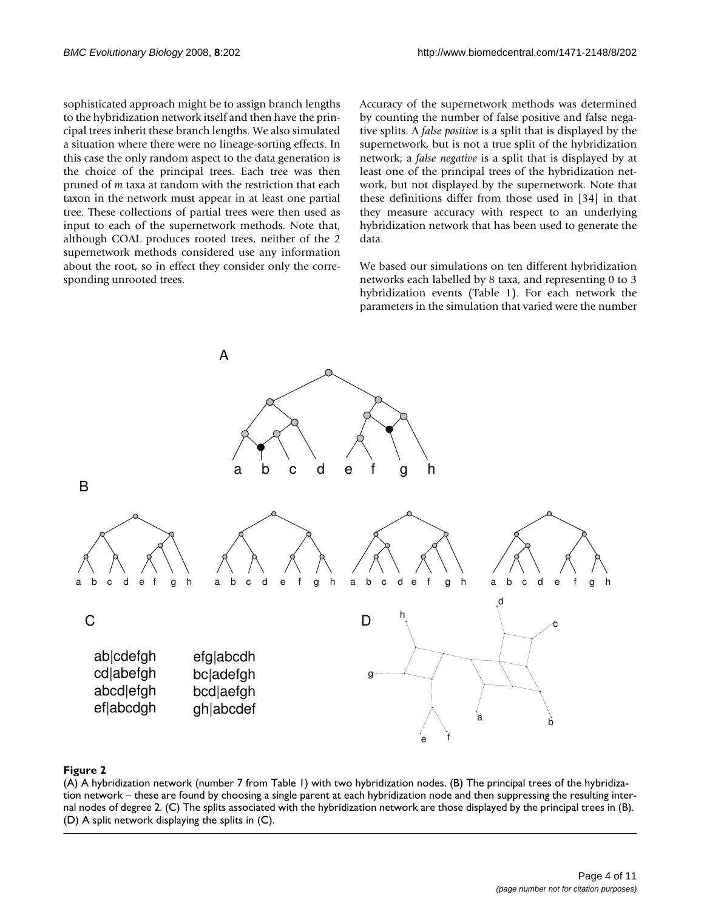sophisticated approach might be to assign branch lengths to the hybridization network itself and then have the principal trees inherit these branch lengths. We also simulated a situation where there were no lineage-sorting effects. In this case the only random aspect to the data generation is the choice of the principal trees. Each tree was then pruned of *m* taxa at random with the restriction that each taxon in the network must appear in at least one partial tree. These collections of partial trees were then used as input to each of the supernetwork methods. Note that, although COAL produces rooted trees, neither of the 2 supernetwork methods considered use any information about the root, so in effect they consider only the corresponding unrooted trees.

Accuracy of the supernetwork methods was determined by counting the number of false positive and false negative splits. A *false positive* is a split that is displayed by the supernetwork, but is not a true split of the hybridization network; a *false negative* is a split that is displayed by at least one of the principal trees of the hybridization network, but not displayed by the supernetwork. Note that these definitions differ from those used in [34] in that they measure accuracy with respect to an underlying hybridization network that has been used to generate the data.

We based our simulations on ten different hybridization networks each labelled by 8 taxa, and representing 0 to 3 hybridization events (Table 1). For each network the parameters in the simulation that varied were the number

A

a b c d e f g h

B

a b c d e f g h

a b c d e f g h

a b c d e f g h

a b c d e f g h

C

ab|cdefgh
cd|abefgh
abcd|efgh
ef|abcdgh
efg|abcdh
bc|adefgh
bcd|aefgh
gh|abcdef

D

d h c g a b e f

**Figure 2**

(A) A hybridization network (number 7 from Table 1) with two hybridization nodes. (B) The principal trees of the hybridization network – these are found by choosing a single parent at each hybridization node and then suppressing the resulting internal nodes of degree 2. (C) The splits associated with the hybridization network are those displayed by the principal trees in (B). (D) A split network displaying the splits in (C).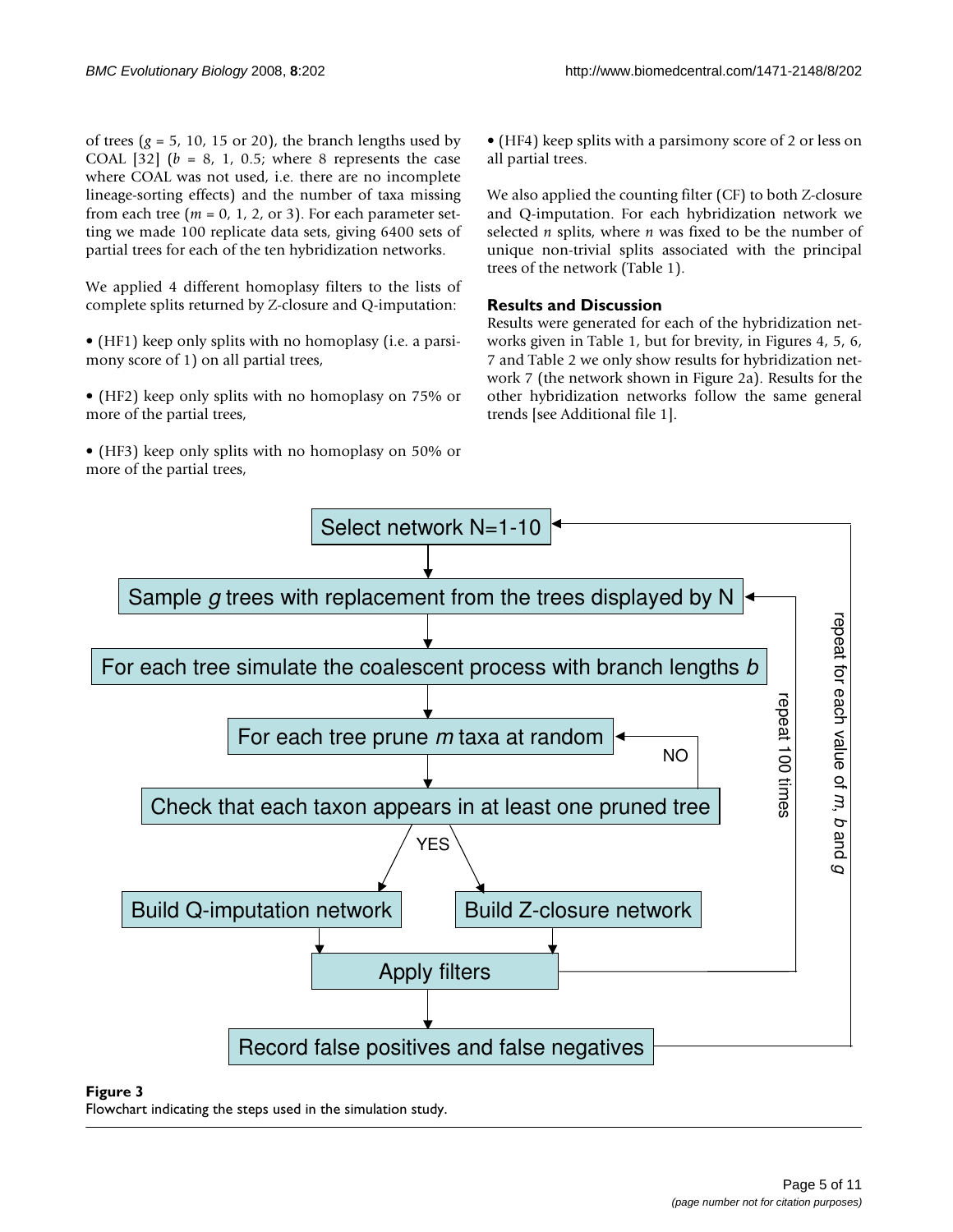of trees ($g$ = 5, 10, 15 or 20), the branch lengths used by COAL [32] ($b$ = 8, 1, 0.5; where 8 represents the case where COAL was not used, i.e. there are no incomplete lineage-sorting effects) and the number of taxa missing from each tree ($m$ = 0, 1, 2, or 3). For each parameter setting we made 100 replicate data sets, giving 6400 sets of partial trees for each of the ten hybridization networks.

We applied 4 different homoplasy filters to the lists of complete splits returned by Z-closure and Q-imputation:

• (HF1) keep only splits with no homoplasy (i.e. a parsimony score of 1) on all partial trees,

• (HF2) keep only splits with no homoplasy on 75% or more of the partial trees,

• (HF3) keep only splits with no homoplasy on 50% or more of the partial trees,

• (HF4) keep splits with a parsimony score of 2 or less on all partial trees.

We also applied the counting filter (CF) to both Z-closure and Q-imputation. For each hybridization network we selected $n$ splits, where $n$ was fixed to be the number of unique non-trivial splits associated with the principal trees of the network (Table 1).

## Results and Discussion

Results were generated for each of the hybridization networks given in Table 1, but for brevity, in Figures 4, 5, 6, 7 and Table 2 we only show results for hybridization network 7 (the network shown in Figure 2a). Results for the other hybridization networks follow the same general trends [see Additional file 1].

Select network N=1-10

Sample $g$ trees with replacement from the trees displayed by N

For each tree simulate the coalescent process with branch lengths $b$

For each tree prune $m$ taxa at random

NO

Check that each taxon appears in at least one pruned tree

YES

Build Q-imputation network

Build Z-closure network

Apply filters

Record false positives and false negatives

repeat 100 times

repeat for each value of $m$, $b$ and $g$

**Figure 3**
Flowchart indicating the steps used in the simulation study.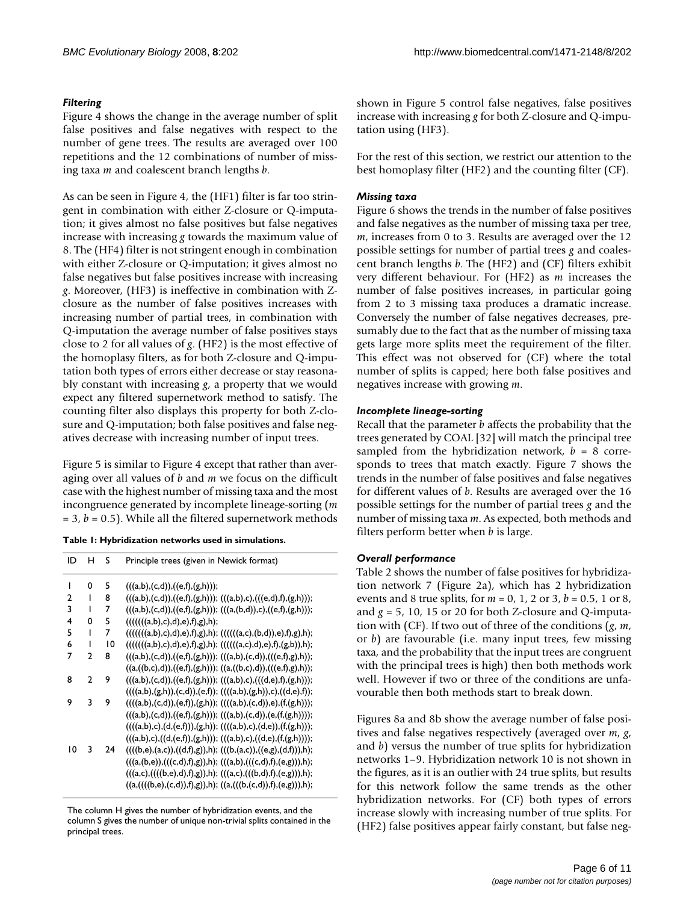### *Filtering*

Figure 4 shows the change in the average number of split false positives and false negatives with respect to the number of gene trees. The results are averaged over 100 repetitions and the 12 combinations of number of missing taxa $m$ and coalescent branch lengths $b$.

As can be seen in Figure 4, the (HF1) filter is far too stringent in combination with either Z-closure or Q-imputation; it gives almost no false positives but false negatives increase with increasing $g$ towards the maximum value of 8. The (HF4) filter is not stringent enough in combination with either Z-closure or Q-imputation; it gives almost no false negatives but false positives increase with increasing $g$. Moreover, (HF3) is ineffective in combination with Z-closure as the number of false positives increases with increasing number of partial trees, in combination with Q-imputation the average number of false positives stays close to 2 for all values of $g$. (HF2) is the most effective of the homoplasy filters, as for both Z-closure and Q-imputation both types of errors either decrease or stay reasonably constant with increasing $g$, a property that we would expect any filtered supernetwork method to satisfy. The counting filter also displays this property for both Z-closure and Q-imputation; both false positives and false negatives decrease with increasing number of input trees.

Figure 5 is similar to Figure 4 except that rather than averaging over all values of $b$ and $m$ we focus on the difficult case with the highest number of missing taxa and the most incongruence generated by incomplete lineage-sorting ($m = 3$, $b = 0.5$). While all the filtered supernetwork methods shown in Figure 5 control false negatives, false positives increase with increasing $g$ for both Z-closure and Q-imputation using (HF3).

**Table 1: Hybridization networks used in simulations.**

| ID | H | S | Principle trees (given in Newick format) |
|---|---|---|---|
| 1 | 0 | 5 | (((a,b),(c,d)),((e,f),(g,h))); |
| 2 | 1 | 8 | (((a,b),(c,d)),((e,f),(g,h))); (((a,b),c),(((e,d),f),(g,h))); |
| 3 | 1 | 7 | (((a,b),(c,d)),((e,f),(g,h))); (((a,(b,d)),c),((e,f),(g,h))); |
| 4 | 0 | 5 | (((((((a,b),c),d),e),f),g),h); |
| 5 | 1 | 7 | (((((((a,b),c),d),e),f),g),h); ((((((a,c),(b,d)),e),f),g),h); |
| 6 | 1 | 10 | (((((((a,b),c),d),e),f),g),h); (((((((a,c),d),e),f),(g,b)),h); |
| 7 | 2 | 8 | (((a,b),(c,d)),((e,f),(g,h))); (((a,b),(c,d)),(((e,f),g),h)); ((a,((b,c),d)),((e,f),(g,h))); ((a,((b,c),d)),(((e,f),g),h)); |
| 8 | 2 | 9 | (((a,b),(c,d)),((e,f),(g,h))); (((a,b),c),(((d,e),f),(g,h))); ((((a,b),(g,h)),(c,d)),(e,f)); ((((a,b),(g,h)),c),((d,e),f)); |
| 9 | 3 | 9 | ((((a,b),(c,d)),(e,f)),(g,h)); ((((a,b),(c,d)),e),(f,(g,h))); (((a,b),(c,d)),((e,f),(g,h))); (((a,b),(c,d)),(e,(f,(g,h)))); ((((a,b),c),(d,(e,f))),(g,h)); ((((a,b),c),(d,e)),(f,(g,h))); (((a,b),c),((d,(e,f)),(g,h))); (((a,b),c),((d,e),(f,(g,h)))); |
| 10 | 3 | 24 | ((((b,e),(a,c)),((d,f),g)),h); (((b,(a,c)),((e,g),(d,f))),h); (((a,(b,e)),(((c,d),f),g)),h); (((a,b),(((c,d),f),(e,g))),h); (((a,c),((((b,e),d),f),g)),h); (((a,c),(((b,d),f),(e,g))),h); ((a,((((b,e),(c,d)),f),g)),h); ((a,(((b,(c,d)),f),(e,g))),h); |

The column H gives the number of hybridization events, and the column S gives the number of unique non-trivial splits contained in the principal trees.

For the rest of this section, we restrict our attention to the best homoplasy filter (HF2) and the counting filter (CF).

### *Missing taxa*

Figure 6 shows the trends in the number of false positives and false negatives as the number of missing taxa per tree, $m$, increases from 0 to 3. Results are averaged over the 12 possible settings for number of partial trees $g$ and coalescent branch lengths $b$. The (HF2) and (CF) filters exhibit very different behaviour. For (HF2) as $m$ increases the number of false positives increases, in particular going from 2 to 3 missing taxa produces a dramatic increase. Conversely the number of false negatives decreases, presumably due to the fact that as the number of missing taxa gets large more splits meet the requirement of the filter. This effect was not observed for (CF) where the total number of splits is capped; here both false positives and negatives increase with growing $m$.

### *Incomplete lineage-sorting*

Recall that the parameter $b$ affects the probability that the trees generated by COAL [32] will match the principal tree sampled from the hybridization network, $b = 8$ corresponds to trees that match exactly. Figure 7 shows the trends in the number of false positives and false negatives for different values of $b$. Results are averaged over the 16 possible settings for the number of partial trees $g$ and the number of missing taxa $m$. As expected, both methods and filters perform better when $b$ is large.

### *Overall performance*

Table 2 shows the number of false positives for hybridization network 7 (Figure 2a), which has 2 hybridization events and 8 true splits, for $m = 0, 1, 2$ or 3, $b = 0.5$, 1 or 8, and $g = 5$, 10, 15 or 20 for both Z-closure and Q-imputation with (CF). If two out of three of the conditions ($g$, $m$, or $b$) are favourable (i.e. many input trees, few missing taxa, and the probability that the input trees are congruent with the principal trees is high) then both methods work well. However if two or three of the conditions are unfavourable then both methods start to break down.

Figures 8a and 8b show the average number of false positives and false negatives respectively (averaged over $m$, $g$, and $b$) versus the number of true splits for hybridization networks 1–9. Hybridization network 10 is not shown in the figures, as it is an outlier with 24 true splits, but results for this network follow the same trends as the other hybridization networks. For (CF) both types of errors increase slowly with increasing number of true splits. For (HF2) false positives appear fairly constant, but false neg-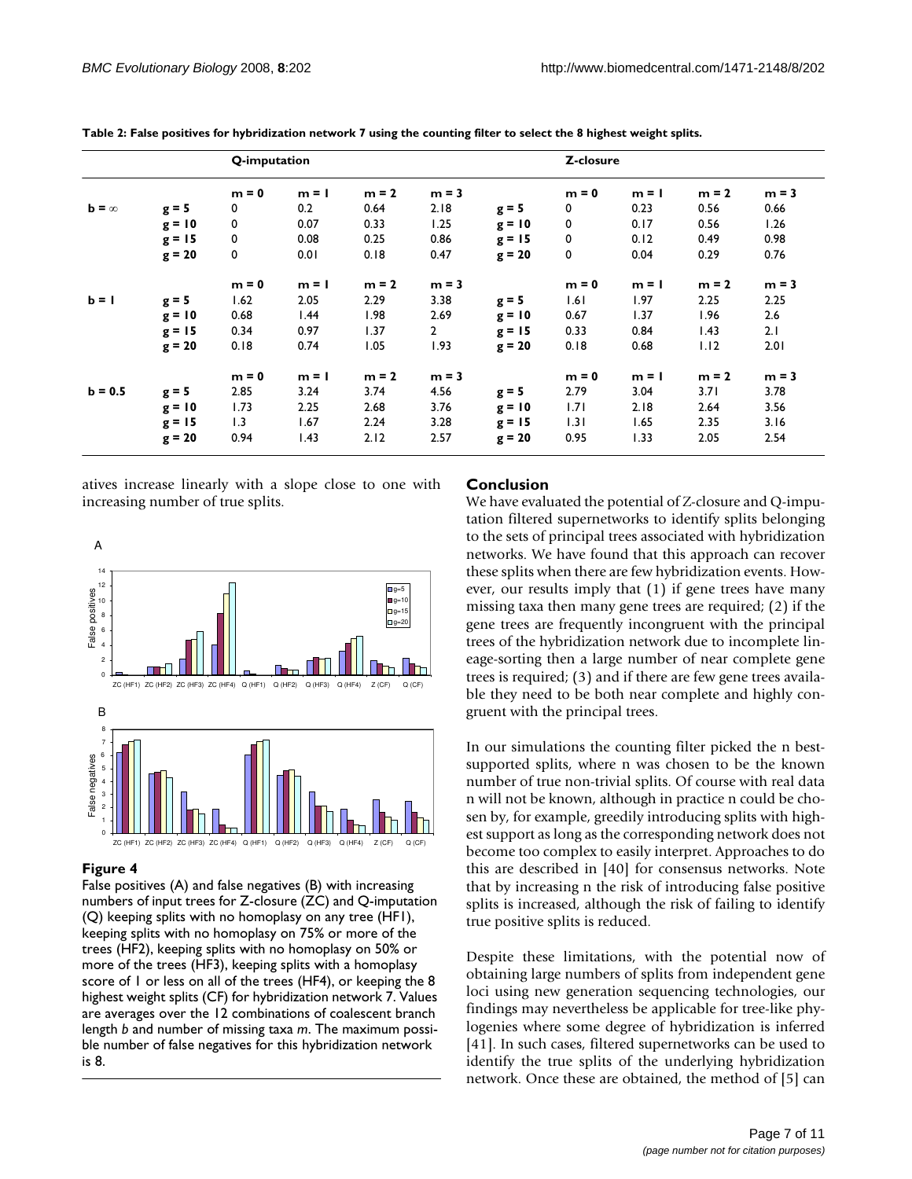**Table 2: False positives for hybridization network 7 using the counting filter to select the 8 highest weight splits.**

| | | Q-imputation | | | | | Z-closure | | | |
|---|---|---|---|---|---|---|---|---|---|---|
| | | $m = 0$ | $m = 1$ | $m = 2$ | $m = 3$ | | $m = 0$ | $m = 1$ | $m = 2$ | $m = 3$ |
| $b = \infty$ | $g = 5$ | 0 | 0.2 | 0.64 | 2.18 | $g = 5$ | 0 | 0.23 | 0.56 | 0.66 |
| | $g = 10$ | 0 | 0.07 | 0.33 | 1.25 | $g = 10$ | 0 | 0.17 | 0.56 | 1.26 |
| | $g = 15$ | 0 | 0.08 | 0.25 | 0.86 | $g = 15$ | 0 | 0.12 | 0.49 | 0.98 |
| | $g = 20$ | 0 | 0.01 | 0.18 | 0.47 | $g = 20$ | 0 | 0.04 | 0.29 | 0.76 |
| | | $m = 0$ | $m = 1$ | $m = 2$ | $m = 3$ | | $m = 0$ | $m = 1$ | $m = 2$ | $m = 3$ |
| $b = 1$ | $g = 5$ | 1.62 | 2.05 | 2.29 | 3.38 | $g = 5$ | 1.61 | 1.97 | 2.25 | 2.25 |
| | $g = 10$ | 0.68 | 1.44 | 1.98 | 2.69 | $g = 10$ | 0.67 | 1.37 | 1.96 | 2.6 |
| | $g = 15$ | 0.34 | 0.97 | 1.37 | 2 | $g = 15$ | 0.33 | 0.84 | 1.43 | 2.1 |
| | $g = 20$ | 0.18 | 0.74 | 1.05 | 1.93 | $g = 20$ | 0.18 | 0.68 | 1.12 | 2.01 |
| | | $m = 0$ | $m = 1$ | $m = 2$ | $m = 3$ | | $m = 0$ | $m = 1$ | $m = 2$ | $m = 3$ |
| $b = 0.5$ | $g = 5$ | 2.85 | 3.24 | 3.74 | 4.56 | $g = 5$ | 2.79 | 3.04 | 3.71 | 3.78 |
| | $g = 10$ | 1.73 | 2.25 | 2.68 | 3.76 | $g = 10$ | 1.71 | 2.18 | 2.64 | 3.56 |
| | $g = 15$ | 1.3 | 1.67 | 2.24 | 3.28 | $g = 15$ | 1.31 | 1.65 | 2.35 | 3.16 |
| | $g = 20$ | 0.94 | 1.43 | 2.12 | 2.57 | $g = 20$ | 0.95 | 1.33 | 2.05 | 2.54 |

atives increase linearly with a slope close to one with increasing number of true splits.

A

False positives

g=5
g=10
g=15
g=20

ZC (HF1) ZC (HF2) ZC (HF3) ZC (HF4) Q (HF1) Q (HF2) Q (HF3) Q (HF4) Z (CF) Q (CF)

B

False negatives

ZC (HF1) ZC (HF2) ZC (HF3) ZC (HF4) Q (HF1) Q (HF2) Q (HF3) Q (HF4) Z (CF) Q (CF)

**Figure 4**

False positives (A) and false negatives (B) with increasing numbers of input trees for Z-closure (ZC) and Q-imputation (Q) keeping splits with no homoplasy on any tree (HF1), keeping splits with no homoplasy on 75% or more of the trees (HF2), keeping splits with no homoplasy on 50% or more of the trees (HF3), keeping splits with a homoplasy score of 1 or less on all of the trees (HF4), or keeping the 8 highest weight splits (CF) for hybridization network 7. Values are averages over the 12 combinations of coalescent branch length *b* and number of missing taxa *m*. The maximum possible number of false negatives for this hybridization network is 8.

## Conclusion

We have evaluated the potential of Z-closure and Q-imputation filtered supernetworks to identify splits belonging to the sets of principal trees associated with hybridization networks. We have found that this approach can recover these splits when there are few hybridization events. However, our results imply that (1) if gene trees have many missing taxa then many gene trees are required; (2) if the gene trees are frequently incongruent with the principal trees of the hybridization network due to incomplete lineage-sorting then a large number of near complete gene trees is required; (3) and if there are few gene trees available they need to be both near complete and highly congruent with the principal trees.

In our simulations the counting filter picked the n best-supported splits, where n was chosen to be the known number of true non-trivial splits. Of course with real data n will not be known, although in practice n could be chosen by, for example, greedily introducing splits with highest support as long as the corresponding network does not become too complex to easily interpret. Approaches to do this are described in [40] for consensus networks. Note that by increasing n the risk of introducing false positive splits is increased, although the risk of failing to identify true positive splits is reduced.

Despite these limitations, with the potential now of obtaining large numbers of splits from independent gene loci using new generation sequencing technologies, our findings may nevertheless be applicable for tree-like phylogenies where some degree of hybridization is inferred [41]. In such cases, filtered supernetworks can be used to identify the true splits of the underlying hybridization network. Once these are obtained, the method of [5] can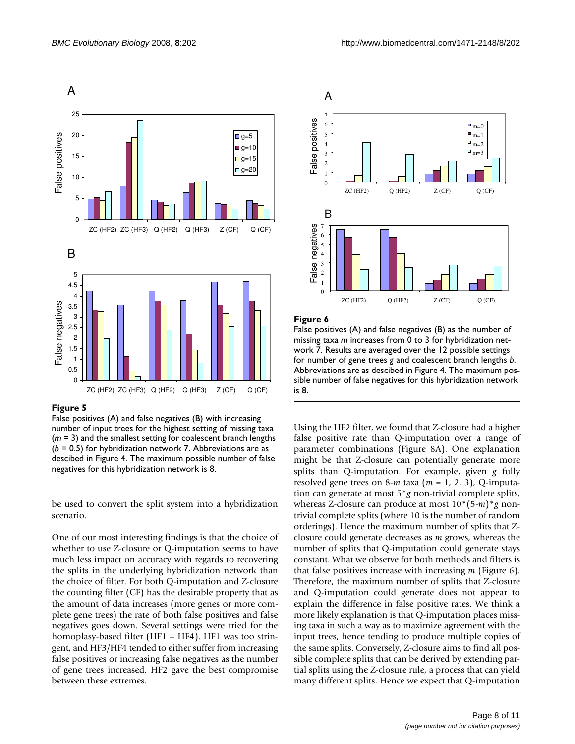A

25
20
15
10
5
0

False positives

g=5
g=10
g=15
g=20

ZC (HF2) ZC (HF3) Q (HF2) Q (HF3) Z (CF) Q (CF)

B

5
4.5
4
3.5
3
2.5
2
1.5
1
0.5
0

False negatives

ZC (HF2) ZC (HF3) Q (HF2) Q (HF3) Z (CF) Q (CF)

**Figure 5**

False positives (A) and false negatives (B) with increasing number of input trees for the highest setting of missing taxa ($m$ = 3) and the smallest setting for coalescent branch lengths ($b$ = 0.5) for hybridization network 7. Abbreviations are as descibed in Figure 4. The maximum possible number of false negatives for this hybridization network is 8.

A

7
6
5
4
3
2
1
0

False positives

m=0
m=1
m=2
m=3

ZC (HF2) Q (HF2) Z (CF) Q (CF)

B

7
6
5
4
3
2
1
0

False negatives

ZC (HF2) Q (HF2) Z (CF) Q (CF)

**Figure 6**

False positives (A) and false negatives (B) as the number of missing taxa $m$ increases from 0 to 3 for hybridization network 7. Results are averaged over the 12 possible settings for number of gene trees $g$ and coalescent branch lengths $b$. Abbreviations are as described in Figure 4. The maximum possible number of false negatives for this hybridization network is 8.

be used to convert the split system into a hybridization scenario.

One of our most interesting findings is that the choice of whether to use Z-closure or Q-imputation seems to have much less impact on accuracy with regards to recovering the splits in the underlying hybridization network than the choice of filter. For both Q-imputation and Z-closure the counting filter (CF) has the desirable property that as the amount of data increases (more genes or more complete gene trees) the rate of both false positives and false negatives goes down. Several settings were tried for the homoplasy-based filter (HF1 – HF4). HF1 was too stringent, and HF3/HF4 tended to either suffer from increasing false positives or increasing false negatives as the number of gene trees increased. HF2 gave the best compromise between these extremes.

Using the HF2 filter, we found that Z-closure had a higher false positive rate than Q-imputation over a range of parameter combinations (Figure 8A). One explanation might be that Z-closure can potentially generate more splits than Q-imputation. For example, given $g$ fully resolved gene trees on 8-$m$ taxa ($m$ = 1, 2, 3), Q-imputation can generate at most 5*$g$ non-trivial complete splits, whereas Z-closure can produce at most 10*(5-$m$)*$g$ non-trivial complete splits (where 10 is the number of random orderings). Hence the maximum number of splits that Z-closure could generate decreases as $m$ grows, whereas the number of splits that Q-imputation could generate stays constant. What we observe for both methods and filters is that false positives increase with increasing $m$ (Figure 6). Therefore, the maximum number of splits that Z-closure and Q-imputation could generate does not appear to explain the difference in false positive rates. We think a more likely explanation is that Q-imputation places missing taxa in such a way as to maximize agreement with the input trees, hence tending to produce multiple copies of the same splits. Conversely, Z-closure aims to find all possible complete splits that can be derived by extending partial splits using the Z-closure rule, a process that can yield many different splits. Hence we expect that Q-imputation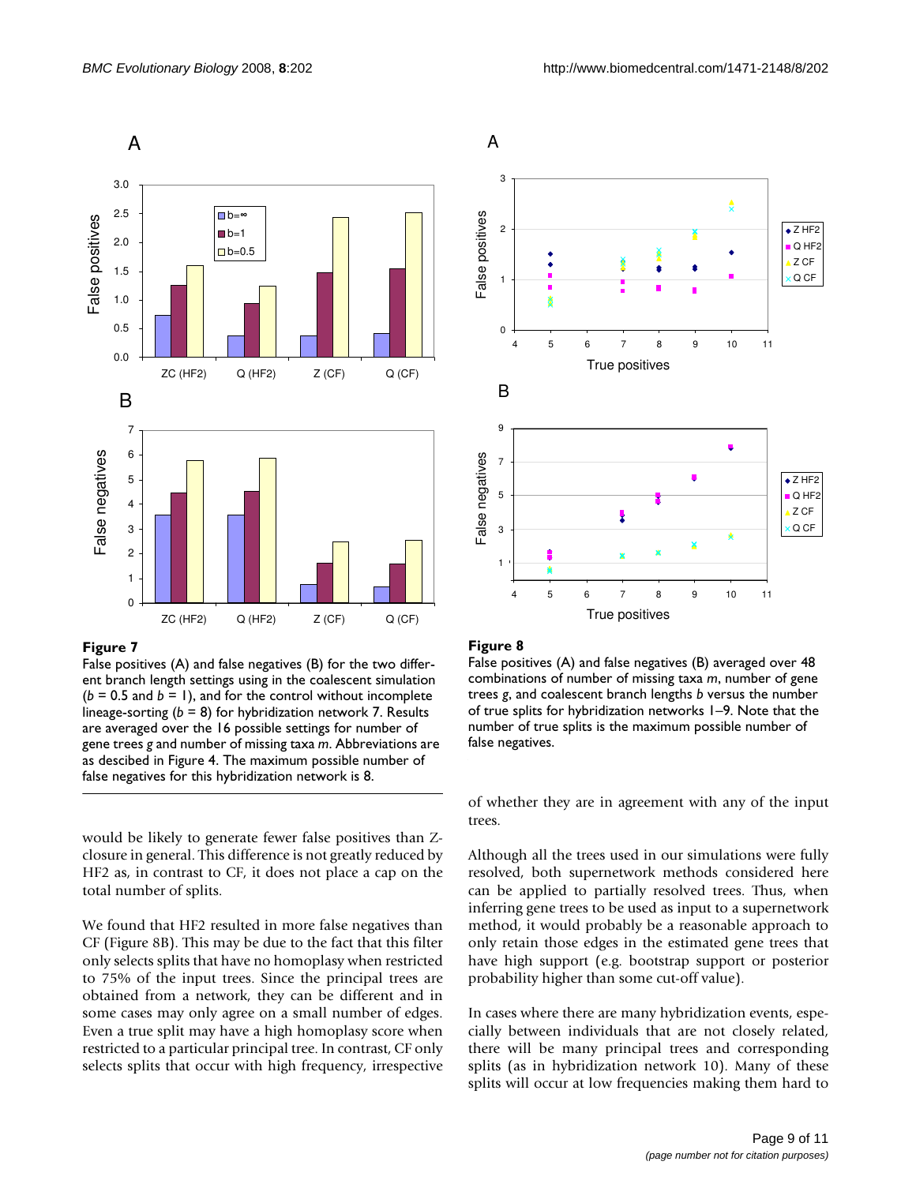A

3.0
2.5
2.0
1.5
1.0
0.5
0.0

False positives

b=∞
b=1
b=0.5

ZC (HF2)
Q (HF2)
Z (CF)
Q (CF)

B

7
6
5
4
3
2
1
0

False negatives

ZC (HF2)
Q (HF2)
Z (CF)
Q (CF)

**Figure 7**

False positives (A) and false negatives (B) for the two different branch length settings using in the coalescent simulation ($b$ = 0.5 and $b$ = 1), and for the control without incomplete lineage-sorting ($b$ = 8) for hybridization network 7. Results are averaged over the 16 possible settings for number of gene trees $g$ and number of missing taxa $m$. Abbreviations are as descibed in Figure 4. The maximum possible number of false negatives for this hybridization network is 8.

A

3
2
1
0

False positives

4 5 6 7 8 9 10 11

True positives

Z HF2
Q HF2
Z CF
Q CF

B

9
7
5
3
1

False negatives

4 5 6 7 8 9 10 11

True positives

Z HF2
Q HF2
Z CF
Q CF

**Figure 8**

False positives (A) and false negatives (B) averaged over 48 combinations of number of missing taxa $m$, number of gene trees $g$, and coalescent branch lengths $b$ versus the number of true splits for hybridization networks 1–9. Note that the number of true splits is the maximum possible number of false negatives.

would be likely to generate fewer false positives than Z-closure in general. This difference is not greatly reduced by HF2 as, in contrast to CF, it does not place a cap on the total number of splits.

We found that HF2 resulted in more false negatives than CF (Figure 8B). This may be due to the fact that this filter only selects splits that have no homoplasy when restricted to 75% of the input trees. Since the principal trees are obtained from a network, they can be different and in some cases may only agree on a small number of edges. Even a true split may have a high homoplasy score when restricted to a particular principal tree. In contrast, CF only selects splits that occur with high frequency, irrespective of whether they are in agreement with any of the input trees.

Although all the trees used in our simulations were fully resolved, both supernetwork methods considered here can be applied to partially resolved trees. Thus, when inferring gene trees to be used as input to a supernetwork method, it would probably be a reasonable approach to only retain those edges in the estimated gene trees that have high support (e.g. bootstrap support or posterior probability higher than some cut-off value).

In cases where there are many hybridization events, especially between individuals that are not closely related, there will be many principal trees and corresponding splits (as in hybridization network 10). Many of these splits will occur at low frequencies making them hard to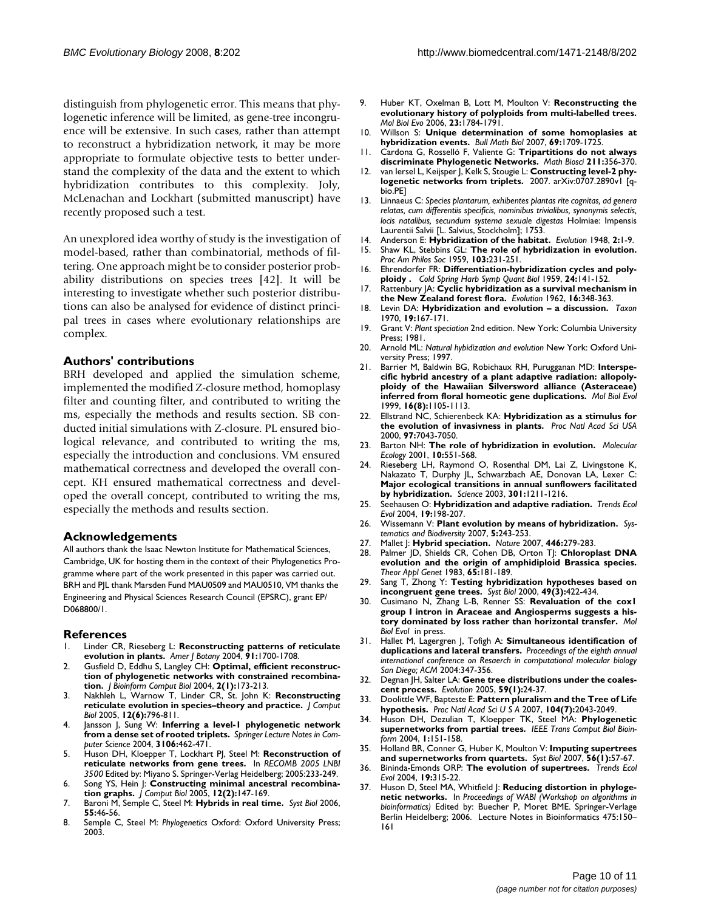distinguish from phylogenetic error. This means that phylogenetic inference will be limited, as gene-tree incongruence will be extensive. In such cases, rather than attempt to reconstruct a hybridization network, it may be more appropriate to formulate objective tests to better understand the complexity of the data and the extent to which hybridization contributes to this complexity. Joly, McLenachan and Lockhart (submitted manuscript) have recently proposed such a test.

An unexplored idea worthy of study is the investigation of model-based, rather than combinatorial, methods of filtering. One approach might be to consider posterior probability distributions on species trees [42]. It will be interesting to investigate whether such posterior distributions can also be analysed for evidence of distinct principal trees in cases where evolutionary relationships are complex.

## Authors' contributions

BRH developed and applied the simulation scheme, implemented the modified Z-closure method, homoplasy filter and counting filter, and contributed to writing the ms, especially the methods and results section. SB conducted initial simulations with Z-closure. PL ensured biological relevance, and contributed to writing the ms, especially the introduction and conclusions. VM ensured mathematical correctness and developed the overall concept. KH ensured mathematical correctness and developed the overall concept, contributed to writing the ms, especially the methods and results section.

## Acknowledgements

All authors thank the Isaac Newton Institute for Mathematical Sciences, Cambridge, UK for hosting them in the context of their Phylogenetics Programme where part of the work presented in this paper was carried out. BRH and PJL thank Marsden Fund MAU0509 and MAU0510, VM thanks the Engineering and Physical Sciences Research Council (EPSRC), grant EP/D068800/1.

## References

1. Linder CR, Rieseberg L: **Reconstructing patterns of reticulate evolution in plants.** *Amer J Botany* 2004, **91:**1700-1708.
2. Gusfield D, Eddhu S, Langley CH: **Optimal, efficient reconstruction of phylogenetic networks with constrained recombination.** *J Bioinform Comput Biol* 2004, **2(1):**173-213.
3. Nakhleh L, Warnow T, Linder CR, St. John K: **Reconstructing reticulate evolution in species–theory and practice.** *J Comput Biol* 2005, **12(6):**796-811.
4. Jansson J, Sung W: **Inferring a level-1 phylogenetic network from a dense set of rooted triplets.** *Springer Lecture Notes in Computer Science* 2004, **3106:**462-471.
5. Huson DH, Kloepper T, Lockhart PJ, Steel M: **Reconstruction of reticulate networks from gene trees.** In *RECOMB 2005 LNBI 3500* Edited by: Miyano S. Springer-Verlag Heidelberg; 2005:233-249.
6. Song YS, Hein J: **Constructing minimal ancestral recombination graphs.** *J Comput Biol* 2005, **12(2):**147-169.
7. Baroni M, Semple C, Steel M: **Hybrids in real time.** *Syst Biol* 2006, **55:**46-56.
8. Semple C, Steel M: *Phylogenetics* Oxford: Oxford University Press; 2003.
9. Huber KT, Oxelman B, Lott M, Moulton V: **Reconstructing the evolutionary history of polyploids from multi-labelled trees.** *Mol Biol Evo* 2006, **23:**1784-1791.
10. Willson S: **Unique determination of some homoplasies at hybridization events.** *Bull Math Biol* 2007, **69:**1709-1725.
11. Cardona G, Rosselló F, Valiente G: **Tripartitions do not always discriminate Phylogenetic Networks.** *Math Biosci* **211:**356-370.
12. van Iersel L, Keijsper J, Kelk S, Stougie L: **Constructing level-2 phylogenetic networks from triplets.** 2007. arXiv:0707.2890v1 [q-bio.PE]
13. Linnaeus C: *Species plantarum, exhibentes plantas rite cognitas, ad genera relatas, cum differentiis specificis, nominibus trivialibus, synonymis selectis, locis natalibus, secundum systema sexuale digestas* Holmiae: Impensis Laurentii Salvii [L. Salvius, Stockholm]; 1753.
14. Anderson E: **Hybridization of the habitat.** *Evolution* 1948, **2:**1-9.
15. Shaw KL, Stebbins GL: **The role of hybridization in evolution.** *Proc Am Philos Soc* 1959, **103:**231-251.
16. Ehrendorfer FR: **Differentiation-hybridization cycles and polyploidy .** *Cold Spring Harb Symp Quant Biol* 1959, **24:**141-152.
17. Rattenbury JA: **Cyclic hybridization as a survival mechanism in the New Zealand forest flora.** *Evolution* 1962, **16:**348-363.
18. Levin DA: **Hybridization and evolution – a discussion.** *Taxon* 1970, **19:**167-171.
19. Grant V: *Plant speciation* 2nd edition. New York: Columbia University Press; 1981.
20. Arnold ML: *Natural hybidization and evolution* New York: Oxford University Press; 1997.
21. Barrier M, Baldwin BG, Robichaux RH, Purugganan MD: **Interspecific hybrid ancestry of a plant adaptive radiation: allopolyploidy of the Hawaiian Silversword alliance (Asteraceae) inferred from floral homeotic gene duplications.** *Mol Biol Evol* 1999, **16(8):**1105-1113.
22. Ellstrand NC, Schierenbeck KA: **Hybridization as a stimulus for the evolution of invasiveness in plants.** *Proc Natl Acad Sci USA* 2000, **97:**7043-7050.
23. Barton NH: **The role of hybridization in evolution.** *Molecular Ecology* 2001, **10:**551-568.
24. Rieseberg LH, Raymond O, Rosenthal DM, Lai Z, Livingstone K, Nakazato T, Durphy JL, Schwarzbach AE, Donovan LA, Lexer C: **Major ecological transitions in annual sunflowers facilitated by hybridization.** *Science* 2003, **301:**1211-1216.
25. Seehausen O: **Hybridization and adaptive radiation.** *Trends Ecol Evol* 2004, **19:**198-207.
26. Wissemann V: **Plant evolution by means of hybridization.** *Systematics and Biodiversity* 2007, **5:**243-253.
27. Mallet J: **Hybrid speciation.** *Nature* 2007, **446:**279-283.
28. Palmer JD, Shields CR, Cohen DB, Orton TJ: **Chloroplast DNA evolution and the origin of amphidiploid Brassica species.** *Theor Appl Genet* 1983, **65:**181-189.
29. Sang T, Zhong Y: **Testing hybridization hypotheses based on incongruent gene trees.** *Syst Biol* 2000, **49(3):**422-434.
30. Cusimano N, Zhang L-B, Renner SS: **Revaluation of the cox1 group I intron in Araceae and Angiosperms suggests a history dominated by loss rather than horizontal transfer.** *Mol Biol Evol* in press.
31. Hallet M, Lagergren J, Tofigh A: **Simultaneous identification of duplications and lateral transfers.** *Proceedings of the eighth annual international conference on Resaerch in computational molecular biology San Diego; ACM* 2004:347-356.
32. Degnan JH, Salter LA: **Gene tree distributions under the coalescent process.** *Evolution* 2005, **59(1):**24-37.
33. Doolittle WF, Bapteste E: **Pattern pluralism and the Tree of Life hypothesis.** *Proc Natl Acad Sci U S A* 2007, **104(7):**2043-2049.
34. Huson DH, Dezulian T, Kloepper TK, Steel MA: **Phylogenetic supernetworks from partial trees.** *IEEE Trans Comput Biol Bioinform* 2004, **1:**151-158.
35. Holland BR, Conner G, Huber K, Moulton V: **Imputing supertrees and supernetworks from quartets.** *Syst Biol* 2007, **56(1):**57-67.
36. Bininda-Emonds ORP: **The evolution of supertrees.** *Trends Ecol Evol* 2004, **19:**315-22.
37. Huson D, Steel MA, Whitfield J: **Reducing distortion in phylogenetic networks.** In *Proceedings of WABI (Workshop on algorithms in bioinformatics)* Edited by: Buecher P, Moret BME. Springer-Verlage Berlin Heidelberg; 2006. Lecture Notes in Bioinformatics 475:150–161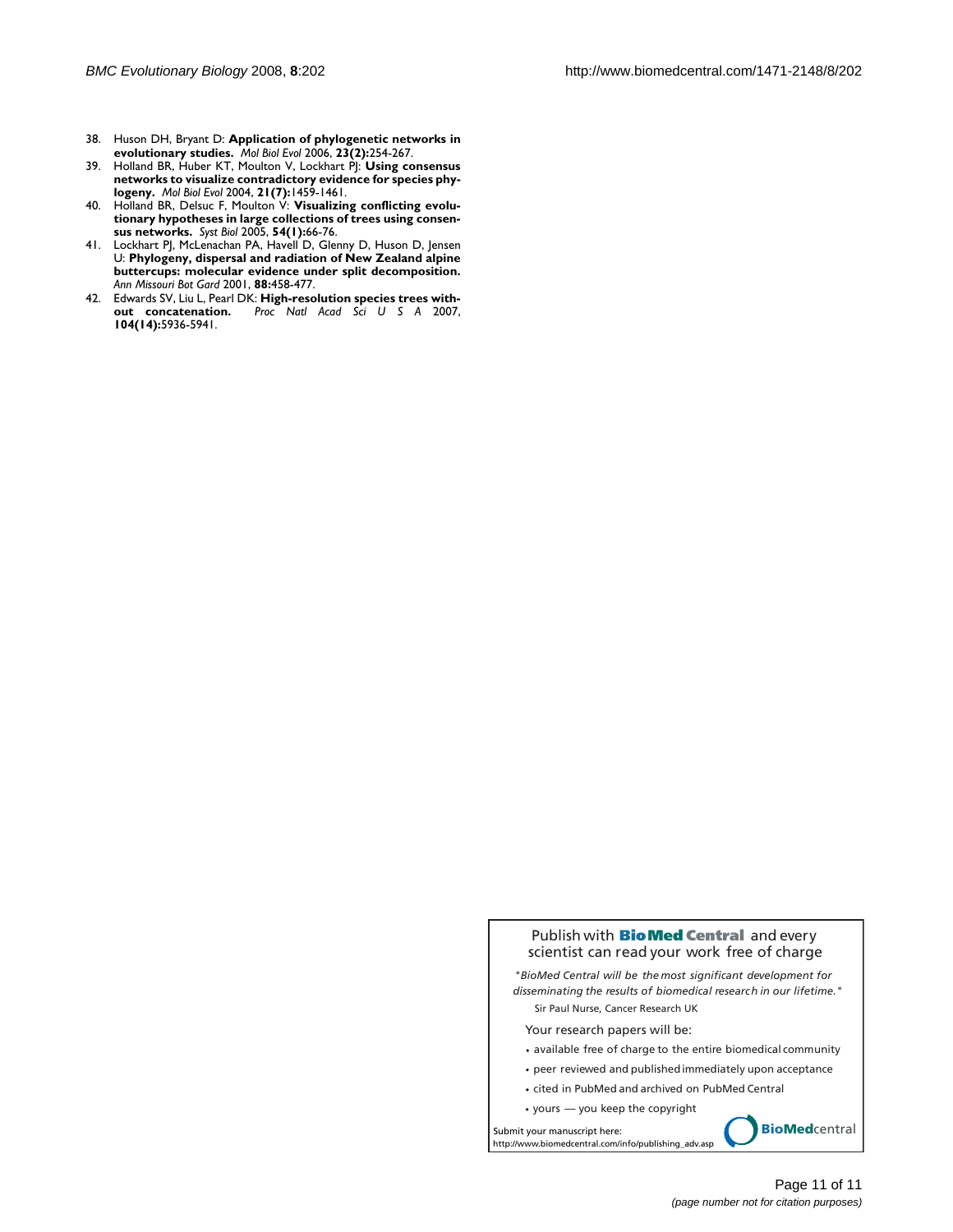38. Huson DH, Bryant D: **Application of phylogenetic networks in evolutionary studies.** *Mol Biol Evol* 2006, **23(2):**254-267.
39. Holland BR, Huber KT, Moulton V, Lockhart PJ: **Using consensus networks to visualize contradictory evidence for species phylogeny.** *Mol Biol Evol* 2004, **21(7):**1459-1461.
40. Holland BR, Delsuc F, Moulton V: **Visualizing conflicting evolutionary hypotheses in large collections of trees using consensus networks.** *Syst Biol* 2005, **54(1):**66-76.
41. Lockhart PJ, McLenachan PA, Havell D, Glenny D, Huson D, Jensen U: **Phylogeny, dispersal and radiation of New Zealand alpine buttercups: molecular evidence under split decomposition.** *Ann Missouri Bot Gard* 2001, **88:**458-477.
42. Edwards SV, Liu L, Pearl DK: **High-resolution species trees without concatenation.** *Proc Natl Acad Sci U S A* 2007, **104(14):**5936-5941.

Publish with **BioMed Central** and every scientist can read your work free of charge

*"BioMed Central will be the most significant development for disseminating the results of biomedical research in our lifetime."*

Sir Paul Nurse, Cancer Research UK

Your research papers will be:

- available free of charge to the entire biomedical community
- peer reviewed and published immediately upon acceptance
- cited in PubMed and archived on PubMed Central
- yours — you keep the copyright

Submit your manuscript here:
http://www.biomedcentral.com/info/publishing_adv.asp

**BioMed**central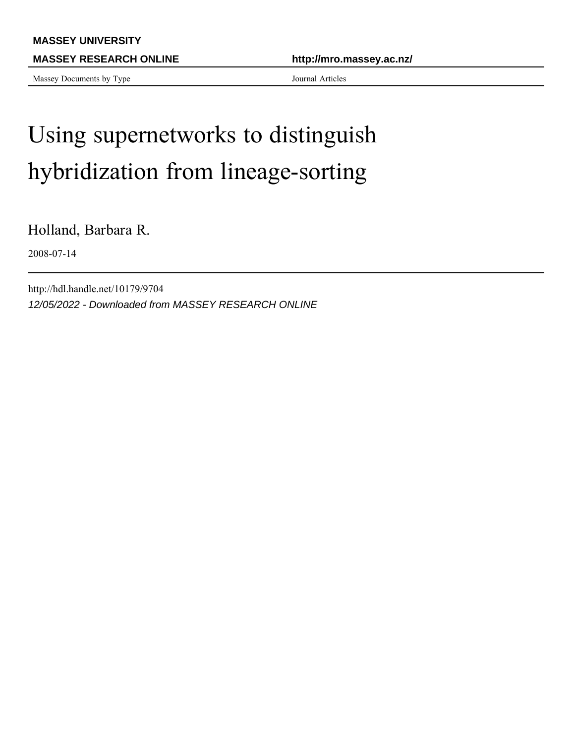MASSEY UNIVERSITY

MASSEY RESEARCH ONLINE http://mro.massey.ac.nz/

Massey Documents by Type Journal Articles

# Using supernetworks to distinguish hybridization from lineage-sorting

Holland, Barbara R.

2008-07-14

http://hdl.handle.net/10179/9704

*12/05/2022 - Downloaded from MASSEY RESEARCH ONLINE*